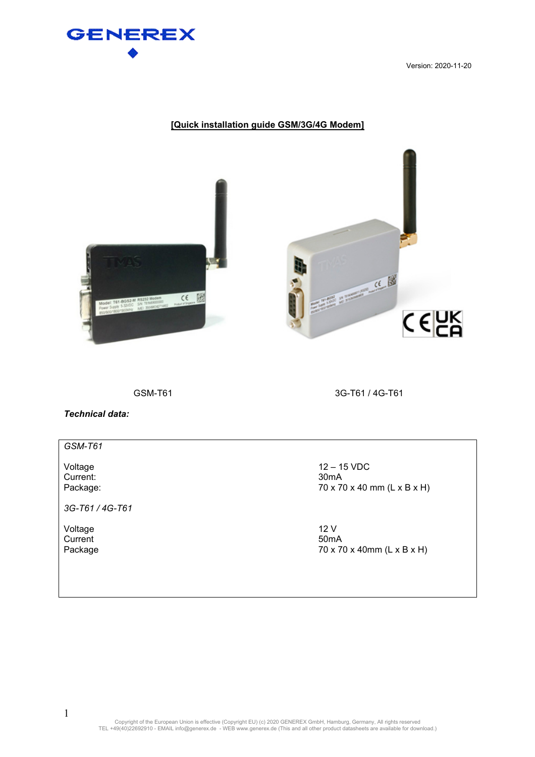GENEREX

Version: 2020-11-20

**[Quick installation guide GSM/3G/4G Modem]**

GSM-T61

3G-T61 / 4G-T61

***Technical data:***

| | |
|---|---|
| *GSM-T61* | |
| Voltage | 12 – 15 VDC |
| Current: | 30mA |
| Package: | 70 x 70 x 40 mm (L x B x H) |
| *3G-T61 / 4G-T61* | |
| Voltage | 12 V |
| Current | 50mA |
| Package | 70 x 70 x 40mm (L x B x H) |

Copyright of the European Union is effective (Copyright EU) (c) 2020 GENEREX GmbH, Hamburg, Germany, All rights reserved
TEL +49(40)22692910 - EMAIL info@generex.de - WEB www.generex.de (This and all other product datasheets are available for download.)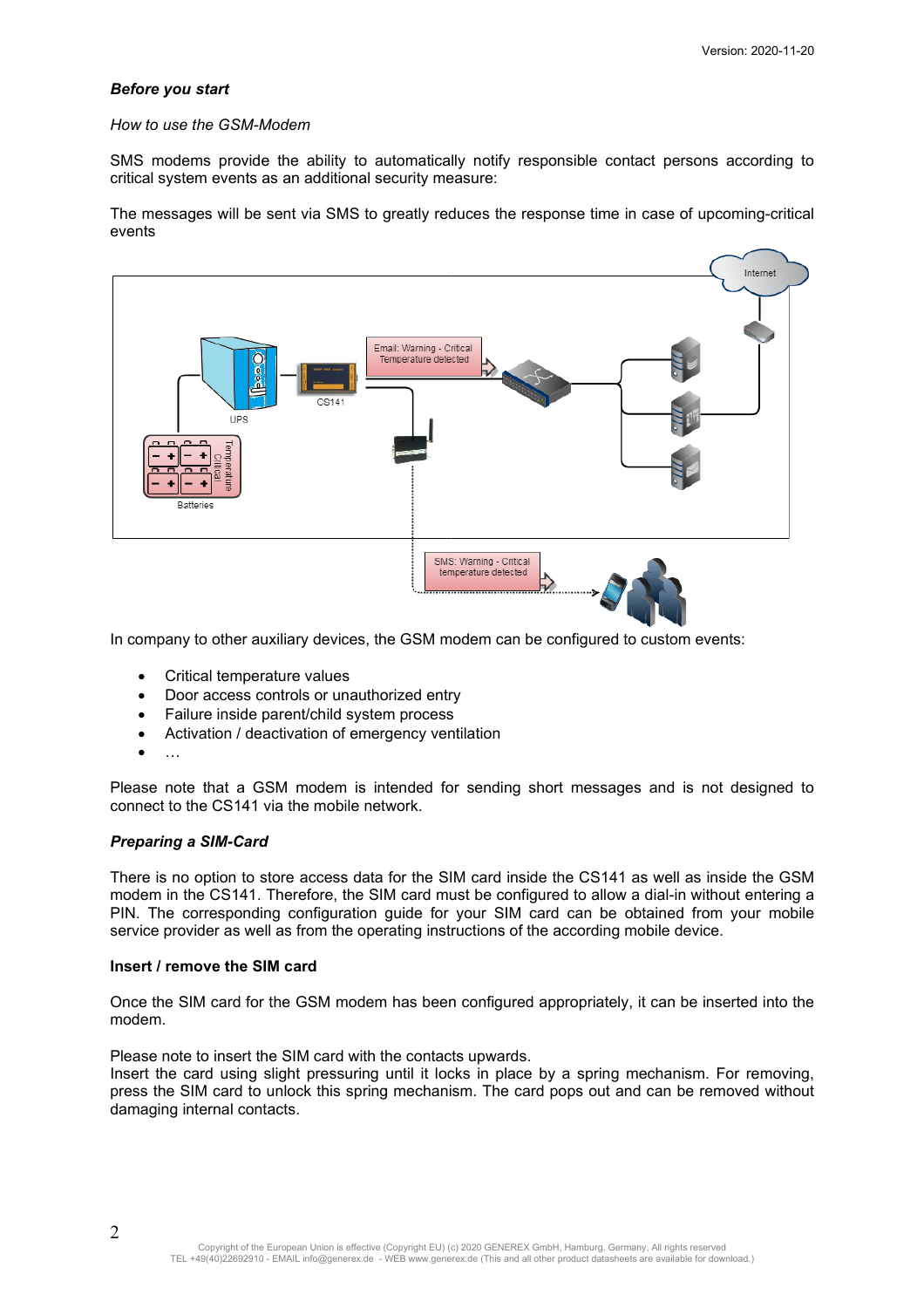***Before you start***

*How to use the GSM-Modem*

SMS modems provide the ability to automatically notify responsible contact persons according to critical system events as an additional security measure:

The messages will be sent via SMS to greatly reduces the response time in case of upcoming-critical events

In company to other auxiliary devices, the GSM modem can be configured to custom events:

- Critical temperature values
- Door access controls or unauthorized entry
- Failure inside parent/child system process
- Activation / deactivation of emergency ventilation
- …

Please note that a GSM modem is intended for sending short messages and is not designed to connect to the CS141 via the mobile network.

***Preparing a SIM-Card***

There is no option to store access data for the SIM card inside the CS141 as well as inside the GSM modem in the CS141. Therefore, the SIM card must be configured to allow a dial-in without entering a PIN. The corresponding configuration guide for your SIM card can be obtained from your mobile service provider as well as from the operating instructions of the according mobile device.

**Insert / remove the SIM card**

Once the SIM card for the GSM modem has been configured appropriately, it can be inserted into the modem.

Please note to insert the SIM card with the contacts upwards.
Insert the card using slight pressuring until it locks in place by a spring mechanism. For removing, press the SIM card to unlock this spring mechanism. The card pops out and can be removed without damaging internal contacts.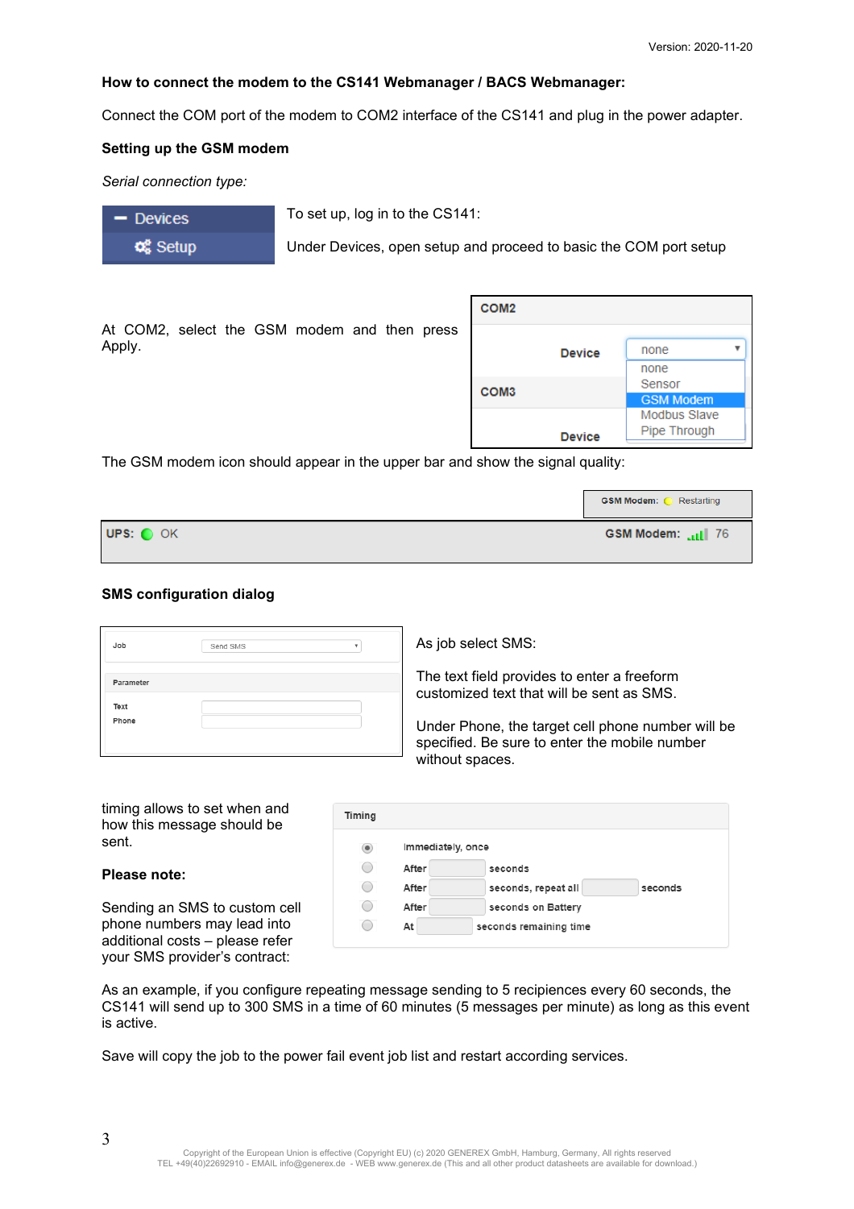Version: 2020-11-20

**How to connect the modem to the CS141 Webmanager / BACS Webmanager:**

Connect the COM port of the modem to COM2 interface of the CS141 and plug in the power adapter.

**Setting up the GSM modem**

*Serial connection type:*

To set up, log in to the CS141:

Under Devices, open setup and proceed to basic the COM port setup

At COM2, select the GSM modem and then press Apply.

The GSM modem icon should appear in the upper bar and show the signal quality:

**SMS configuration dialog**

As job select SMS:

The text field provides to enter a freeform customized text that will be sent as SMS.

Under Phone, the target cell phone number will be specified. Be sure to enter the mobile number without spaces.

timing allows to set when and how this message should be sent.

**Please note:**

Sending an SMS to custom cell phone numbers may lead into additional costs – please refer your SMS provider's contract:

As an example, if you configure repeating message sending to 5 recipiences every 60 seconds, the CS141 will send up to 300 SMS in a time of 60 minutes (5 messages per minute) as long as this event is active.

Save will copy the job to the power fail event job list and restart according services.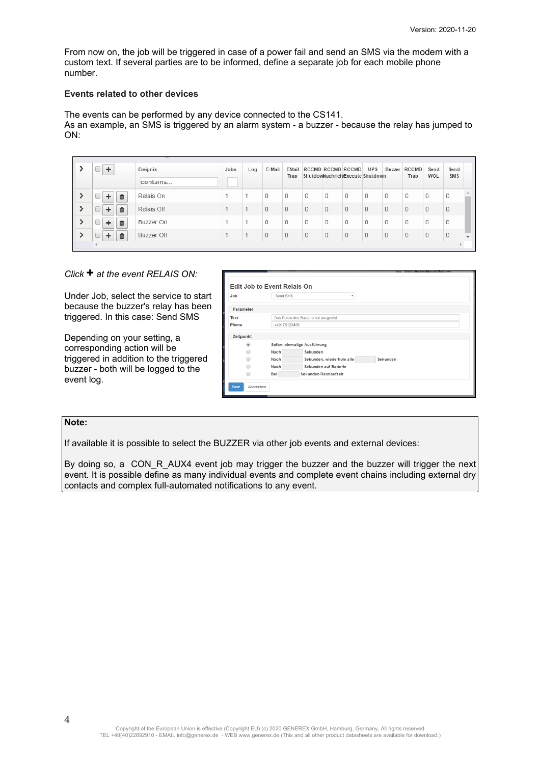From now on, the job will be triggered in case of a power fail and send an SMS via the modem with a custom text. If several parties are to be informed, define a separate job for each mobile phone number.

**Events related to other devices**

The events can be performed by any device connected to the CS141.
As an example, an SMS is triggered by an alarm system - a buzzer - because the relay has jumped to ON:

| Ereignis | Jobs | Log | E-Mail | EMail Trap | RCCMD Shutdown | RCCMD Nachricht | RCCMD Execute | UPS Shutdown | Buzzer | RCCMD Trap | Send WOL | Send SMS |
|---|---|---|---|---|---|---|---|---|---|---|---|---|
| Relais On | 1 | 1 | 0 | 0 | 0 | 0 | 0 | 0 | 0 | 0 | 0 | 0 |
| Relais Off | 1 | 1 | 0 | 0 | 0 | 0 | 0 | 0 | 0 | 0 | 0 | 0 |
| Buzzer On | 1 | 1 | 0 | 0 | 0 | 0 | 0 | 0 | 0 | 0 | 0 | 0 |
| Buzzer Off | 1 | 1 | 0 | 0 | 0 | 0 | 0 | 0 | 0 | 0 | 0 | 0 |

*Click* **+** *at the event RELAIS ON:*

Under Job, select the service to start because the buzzer's relay has been triggered. In this case: Send SMS

Depending on your setting, a corresponding action will be triggered in addition to the triggered buzzer - both will be logged to the event log.

Edit Job to Event Relais On

- Job: Send SMS
- Parameter
  - Text: Das Relais des Buzzers hat ausgelöst.
  - Phone: +49176123456
- Zeitpunkt
  - (•) Sofort, einmalige Ausführung
  - ( ) Nach ___ Sekunden
  - ( ) Nach ___ Sekunden, wiederhole alle ___ Sekunden
  - ( ) Nach ___ Sekunden auf Batterie
  - ( ) Bei ___ Sekunden Restlaufzeit
- Save | Abbrechen

**Note:**

If available it is possible to select the BUZZER via other job events and external devices:

By doing so, a CON_R_AUX4 event job may trigger the buzzer and the buzzer will trigger the next event. It is possible define as many individual events and complete event chains including external dry contacts and complex full-automated notifications to any event.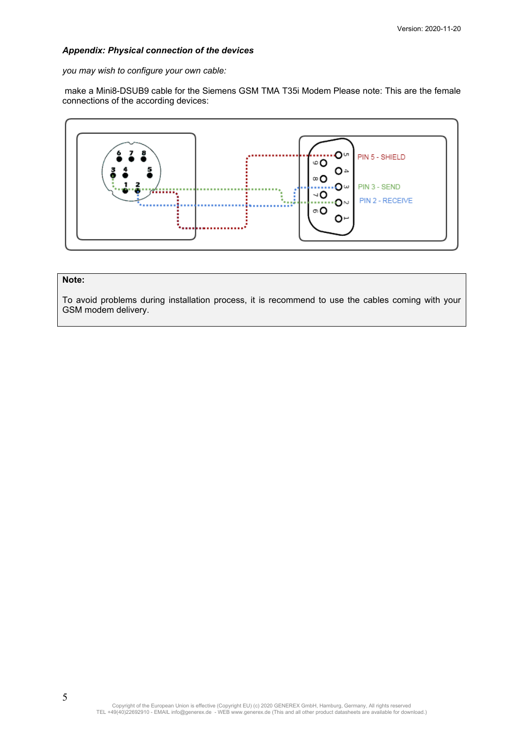*Appendix: Physical connection of the devices*

*you may wish to configure your own cable:*

make a Mini8-DSUB9 cable for the Siemens GSM TMA T35i Modem Please note: This are the female connections of the according devices:

6 7 8
3 4 5
1 2

5 4 3 2 1
9 8 7 6

PIN 5 - SHIELD
PIN 3 - SEND
PIN 2 - RECEIVE

**Note:**

To avoid problems during installation process, it is recommend to use the cables coming with your GSM modem delivery.